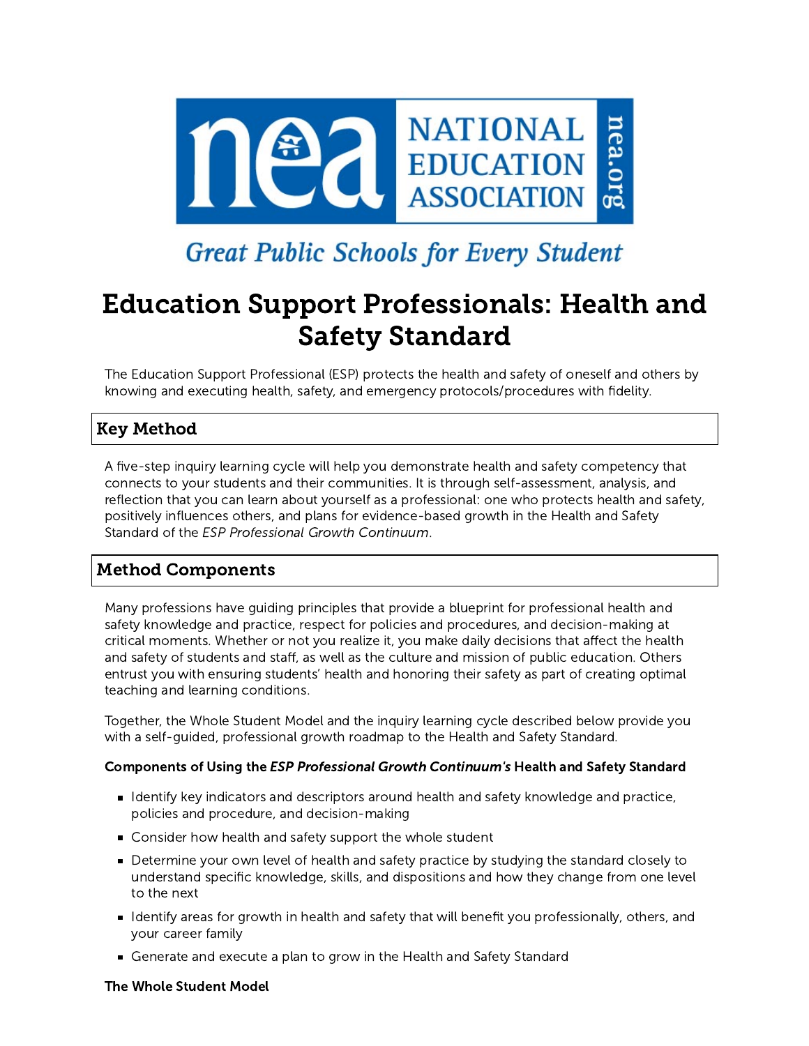NEA NATIONAL EDUCATION ASSOCIATION nea.org

Great Public Schools for Every Student

# Education Support Professionals: Health and Safety Standard

The Education Support Professional (ESP) protects the health and safety of oneself and others by knowing and executing health, safety, and emergency protocols/procedures with fidelity.

## Key Method

A five-step inquiry learning cycle will help you demonstrate health and safety competency that connects to your students and their communities. It is through self-assessment, analysis, and reflection that you can learn about yourself as a professional: one who protects health and safety, positively influences others, and plans for evidence-based growth in the Health and Safety Standard of the *ESP Professional Growth Continuum*.

## Method Components

Many professions have guiding principles that provide a blueprint for professional health and safety knowledge and practice, respect for policies and procedures, and decision-making at critical moments. Whether or not you realize it, you make daily decisions that affect the health and safety of students and staff, as well as the culture and mission of public education. Others entrust you with ensuring students' health and honoring their safety as part of creating optimal teaching and learning conditions.

Together, the Whole Student Model and the inquiry learning cycle described below provide you with a self-guided, professional growth roadmap to the Health and Safety Standard.

**Components of Using the *ESP Professional Growth Continuum's* Health and Safety Standard**

- Identify key indicators and descriptors around health and safety knowledge and practice, policies and procedure, and decision-making
- Consider how health and safety support the whole student
- Determine your own level of health and safety practice by studying the standard closely to understand specific knowledge, skills, and dispositions and how they change from one level to the next
- Identify areas for growth in health and safety that will benefit you professionally, others, and your career family
- Generate and execute a plan to grow in the Health and Safety Standard

**The Whole Student Model**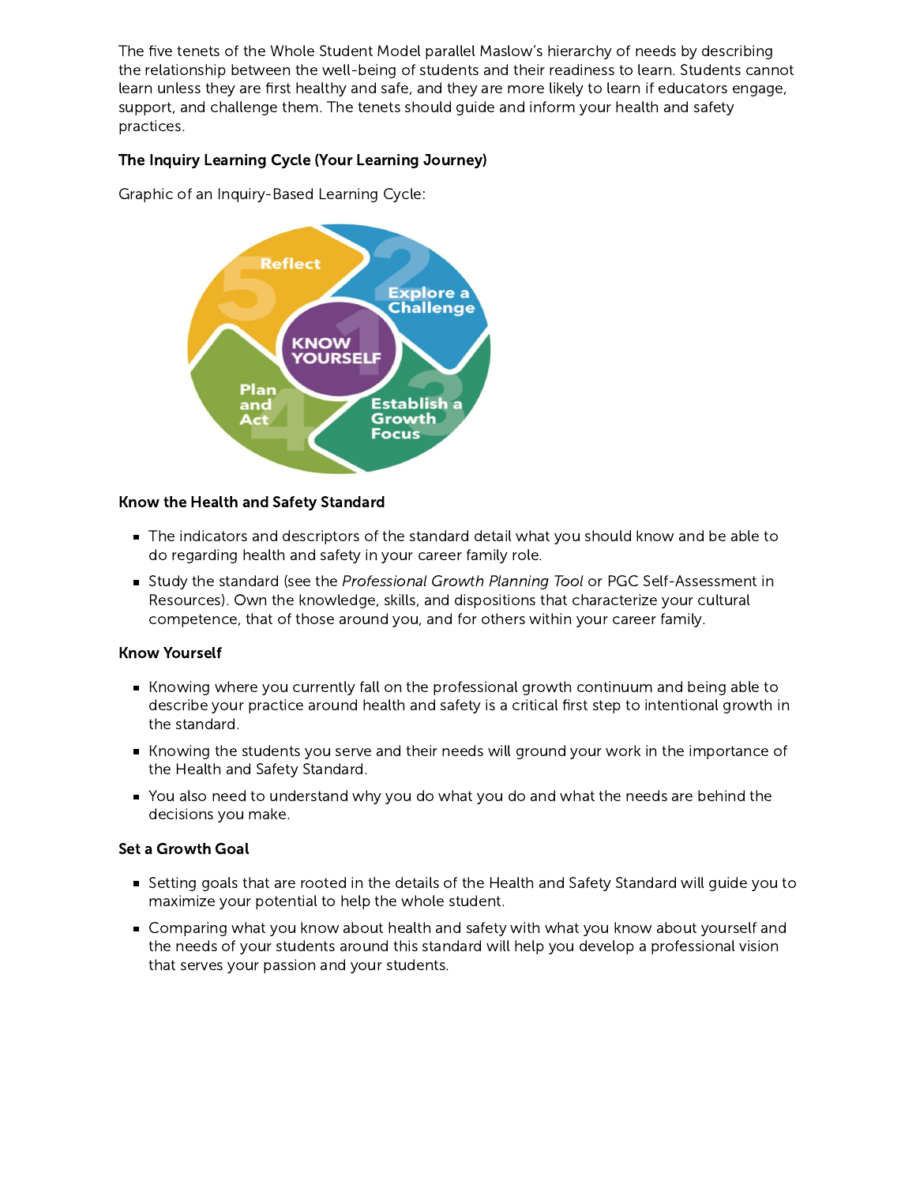The five tenets of the Whole Student Model parallel Maslow's hierarchy of needs by describing the relationship between the well-being of students and their readiness to learn. Students cannot learn unless they are first healthy and safe, and they are more likely to learn if educators engage, support, and challenge them. The tenets should guide and inform your health and safety practices.

**The Inquiry Learning Cycle (Your Learning Journey)**

Graphic of an Inquiry-Based Learning Cycle:

**Know the Health and Safety Standard**

- The indicators and descriptors of the standard detail what you should know and be able to do regarding health and safety in your career family role.
- Study the standard (see the *Professional Growth Planning Tool* or PGC Self-Assessment in Resources). Own the knowledge, skills, and dispositions that characterize your cultural competence, that of those around you, and for others within your career family.

**Know Yourself**

- Knowing where you currently fall on the professional growth continuum and being able to describe your practice around health and safety is a critical first step to intentional growth in the standard.
- Knowing the students you serve and their needs will ground your work in the importance of the Health and Safety Standard.
- You also need to understand why you do what you do and what the needs are behind the decisions you make.

**Set a Growth Goal**

- Setting goals that are rooted in the details of the Health and Safety Standard will guide you to maximize your potential to help the whole student.
- Comparing what you know about health and safety with what you know about yourself and the needs of your students around this standard will help you develop a professional vision that serves your passion and your students.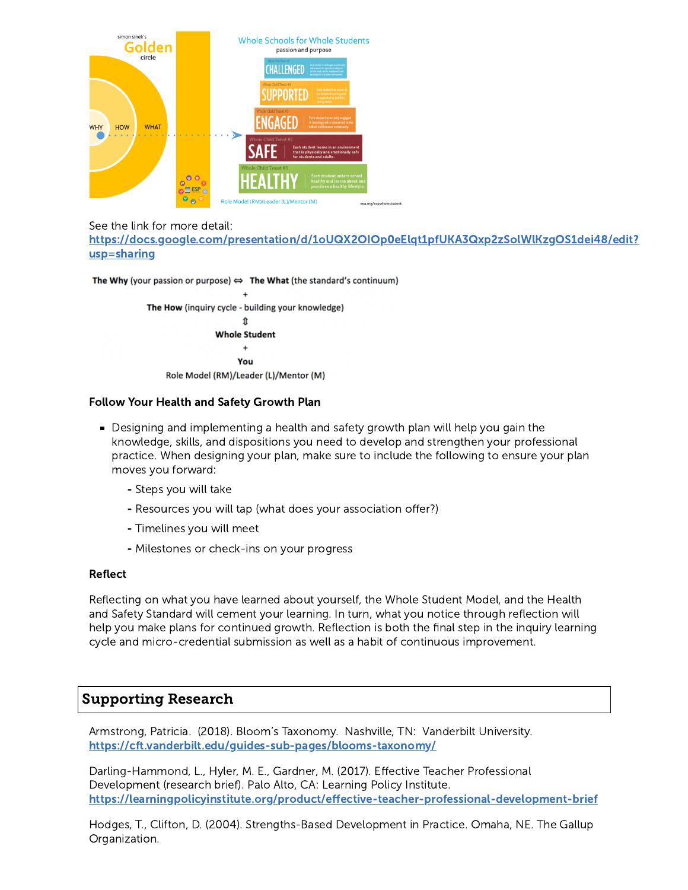See the link for more detail: https://docs.google.com/presentation/d/1oUQX2OlOp0eElqt1pfUKA3Qxp2zSolWlKzgOS1dei48/edit?usp=sharing

**The Why** (your passion or purpose) ⇔ **The What** (the standard's continuum)

\+

**The How** (inquiry cycle - building your knowledge)

⇕

**Whole Student**

\+

**You**

Role Model (RM)/Leader (L)/Mentor (M)

**Follow Your Health and Safety Growth Plan**

- Designing and implementing a health and safety growth plan will help you gain the knowledge, skills, and dispositions you need to develop and strengthen your professional practice. When designing your plan, make sure to include the following to ensure your plan moves you forward:
  - Steps you will take
  - Resources you will tap (what does your association offer?)
  - Timelines you will meet
  - Milestones or check-ins on your progress

**Reflect**

Reflecting on what you have learned about yourself, the Whole Student Model, and the Health and Safety Standard will cement your learning. In turn, what you notice through reflection will help you make plans for continued growth. Reflection is both the final step in the inquiry learning cycle and micro-credential submission as well as a habit of continuous improvement.

## Supporting Research

Armstrong, Patricia. (2018). Bloom's Taxonomy. Nashville, TN: Vanderbilt University. https://cft.vanderbilt.edu/guides-sub-pages/blooms-taxonomy/

Darling-Hammond, L., Hyler, M. E., Gardner, M. (2017). Effective Teacher Professional Development (research brief). Palo Alto, CA: Learning Policy Institute. https://learningpolicyinstitute.org/product/effective-teacher-professional-development-brief

Hodges, T., Clifton, D. (2004). Strengths-Based Development in Practice. Omaha, NE. The Gallup Organization.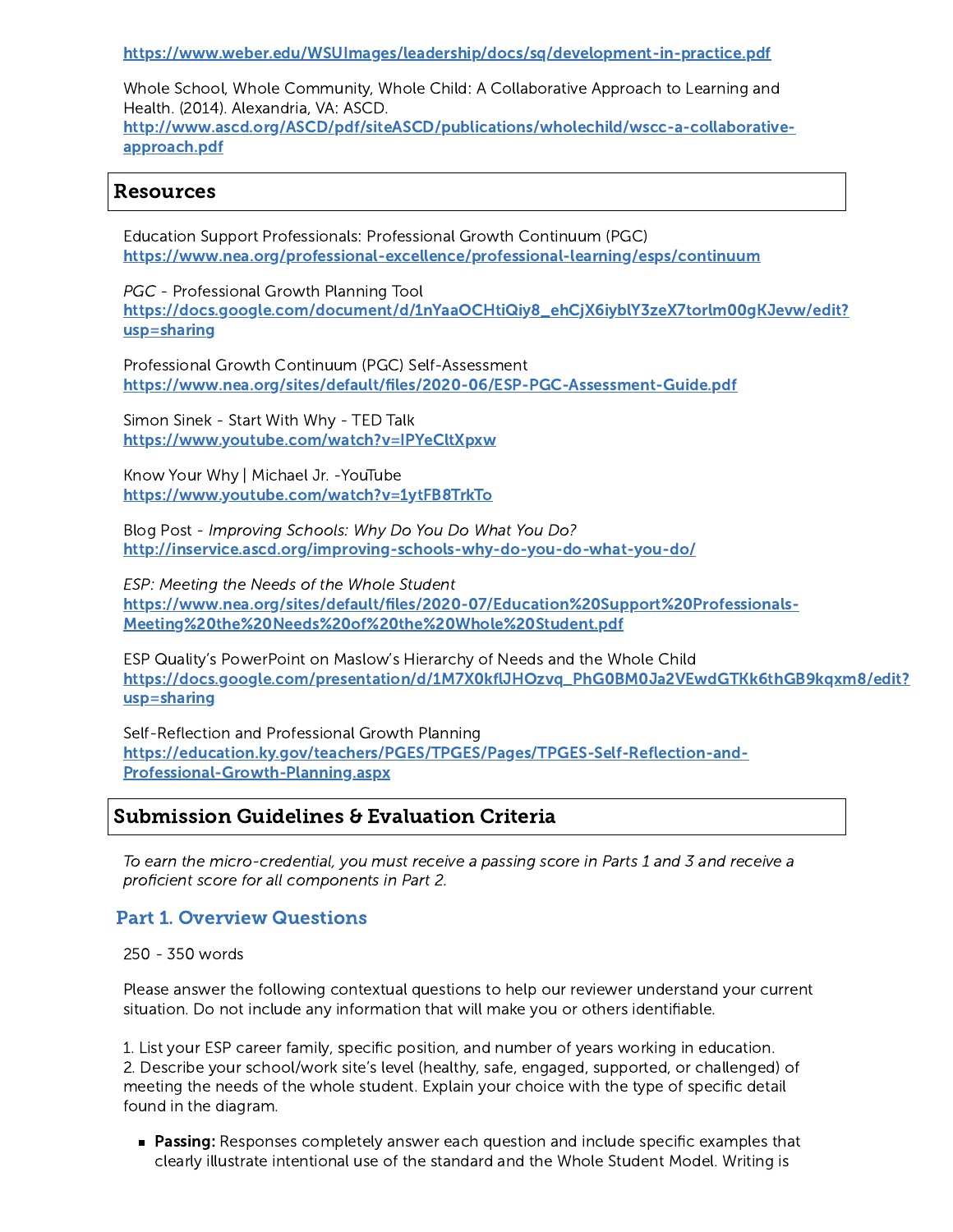https://www.weber.edu/WSUImages/leadership/docs/sq/development-in-practice.pdf

Whole School, Whole Community, Whole Child: A Collaborative Approach to Learning and Health. (2014). Alexandria, VA: ASCD.
http://www.ascd.org/ASCD/pdf/siteASCD/publications/wholechild/wscc-a-collaborative-approach.pdf

## Resources

Education Support Professionals: Professional Growth Continuum (PGC)
https://www.nea.org/professional-excellence/professional-learning/esps/continuum

*PGC* - Professional Growth Planning Tool
https://docs.google.com/document/d/1nYaaOCHtiQiy8_ehCjX6iyblY3zeX7torlm00gKJevw/edit?usp=sharing

Professional Growth Continuum (PGC) Self-Assessment
https://www.nea.org/sites/default/files/2020-06/ESP-PGC-Assessment-Guide.pdf

Simon Sinek - Start With Why - TED Talk
https://www.youtube.com/watch?v=IPYeCltXpxw

Know Your Why | Michael Jr. -YouTube
https://www.youtube.com/watch?v=1ytFB8TrkTo

Blog Post - *Improving Schools: Why Do You Do What You Do?*
http://inservice.ascd.org/improving-schools-why-do-you-do-what-you-do/

*ESP: Meeting the Needs of the Whole Student*
https://www.nea.org/sites/default/files/2020-07/Education%20Support%20Professionals-Meeting%20the%20Needs%20of%20the%20Whole%20Student.pdf

ESP Quality's PowerPoint on Maslow's Hierarchy of Needs and the Whole Child
https://docs.google.com/presentation/d/1M7X0kflJHOzvq_PhG0BM0Ja2VEwdGTKk6thGB9kqxm8/edit?usp=sharing

Self-Reflection and Professional Growth Planning
https://education.ky.gov/teachers/PGES/TPGES/Pages/TPGES-Self-Reflection-and-Professional-Growth-Planning.aspx

## Submission Guidelines & Evaluation Criteria

*To earn the micro-credential, you must receive a passing score in Parts 1 and 3 and receive a proficient score for all components in Part 2.*

### Part 1. Overview Questions

250 - 350 words

Please answer the following contextual questions to help our reviewer understand your current situation. Do not include any information that will make you or others identifiable.

1. List your ESP career family, specific position, and number of years working in education.
2. Describe your school/work site's level (healthy, safe, engaged, supported, or challenged) of meeting the needs of the whole student. Explain your choice with the type of specific detail found in the diagram.

- **Passing:** Responses completely answer each question and include specific examples that clearly illustrate intentional use of the standard and the Whole Student Model. Writing is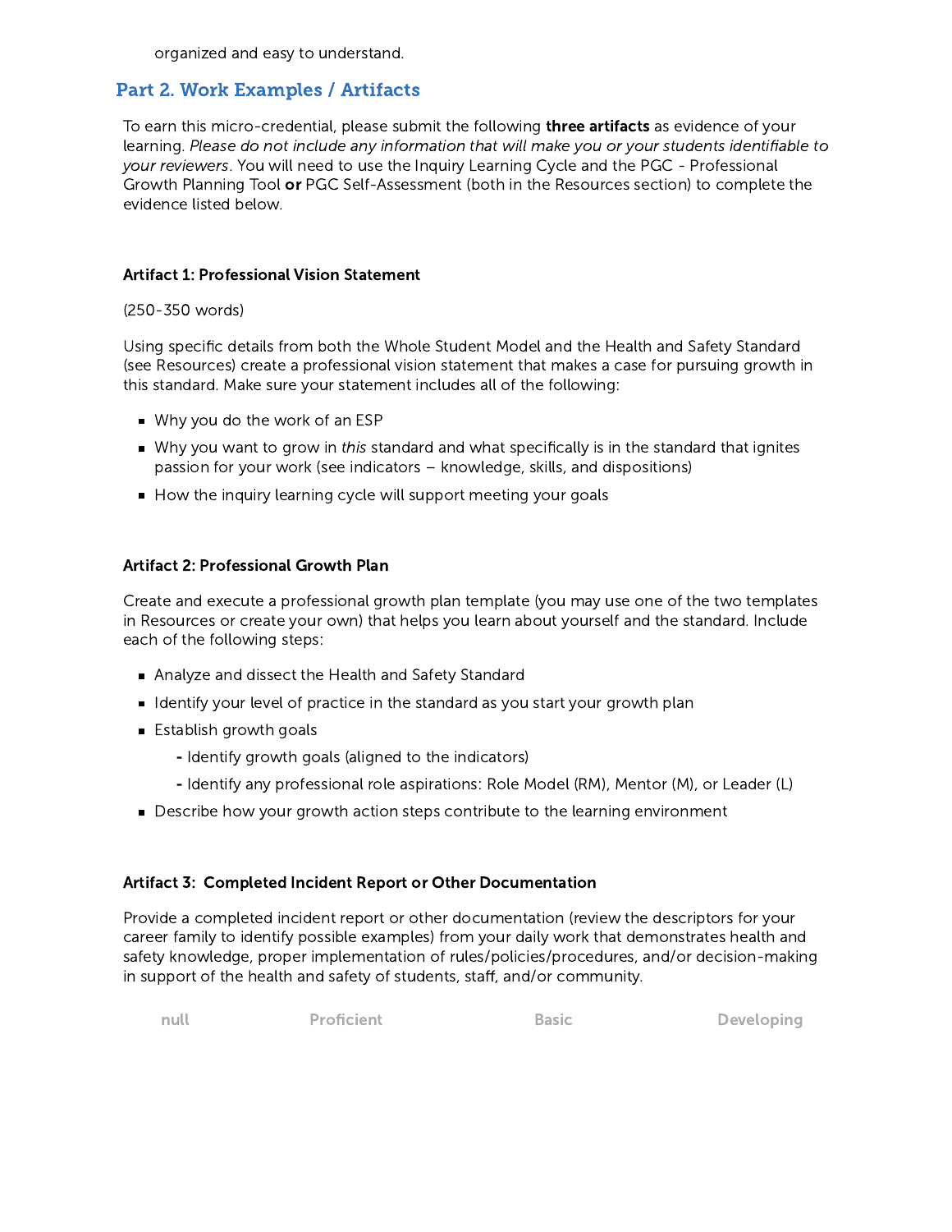organized and easy to understand.

## Part 2. Work Examples / Artifacts

To earn this micro-credential, please submit the following **three artifacts** as evidence of your learning. *Please do not include any information that will make you or your students identifiable to your reviewers*. You will need to use the Inquiry Learning Cycle and the PGC - Professional Growth Planning Tool **or** PGC Self-Assessment (both in the Resources section) to complete the evidence listed below.

**Artifact 1: Professional Vision Statement**

(250-350 words)

Using specific details from both the Whole Student Model and the Health and Safety Standard (see Resources) create a professional vision statement that makes a case for pursuing growth in this standard. Make sure your statement includes all of the following:

- Why you do the work of an ESP
- Why you want to grow in *this* standard and what specifically is in the standard that ignites passion for your work (see indicators – knowledge, skills, and dispositions)
- How the inquiry learning cycle will support meeting your goals

**Artifact 2: Professional Growth Plan**

Create and execute a professional growth plan template (you may use one of the two templates in Resources or create your own) that helps you learn about yourself and the standard. Include each of the following steps:

- Analyze and dissect the Health and Safety Standard
- Identify your level of practice in the standard as you start your growth plan
- Establish growth goals
  - Identify growth goals (aligned to the indicators)
  - Identify any professional role aspirations: Role Model (RM), Mentor (M), or Leader (L)
- Describe how your growth action steps contribute to the learning environment

**Artifact 3: Completed Incident Report or Other Documentation**

Provide a completed incident report or other documentation (review the descriptors for your career family to identify possible examples) from your daily work that demonstrates health and safety knowledge, proper implementation of rules/policies/procedures, and/or decision-making in support of the health and safety of students, staff, and/or community.

| null | Proficient | Basic | Developing |
| --- | --- | --- | --- |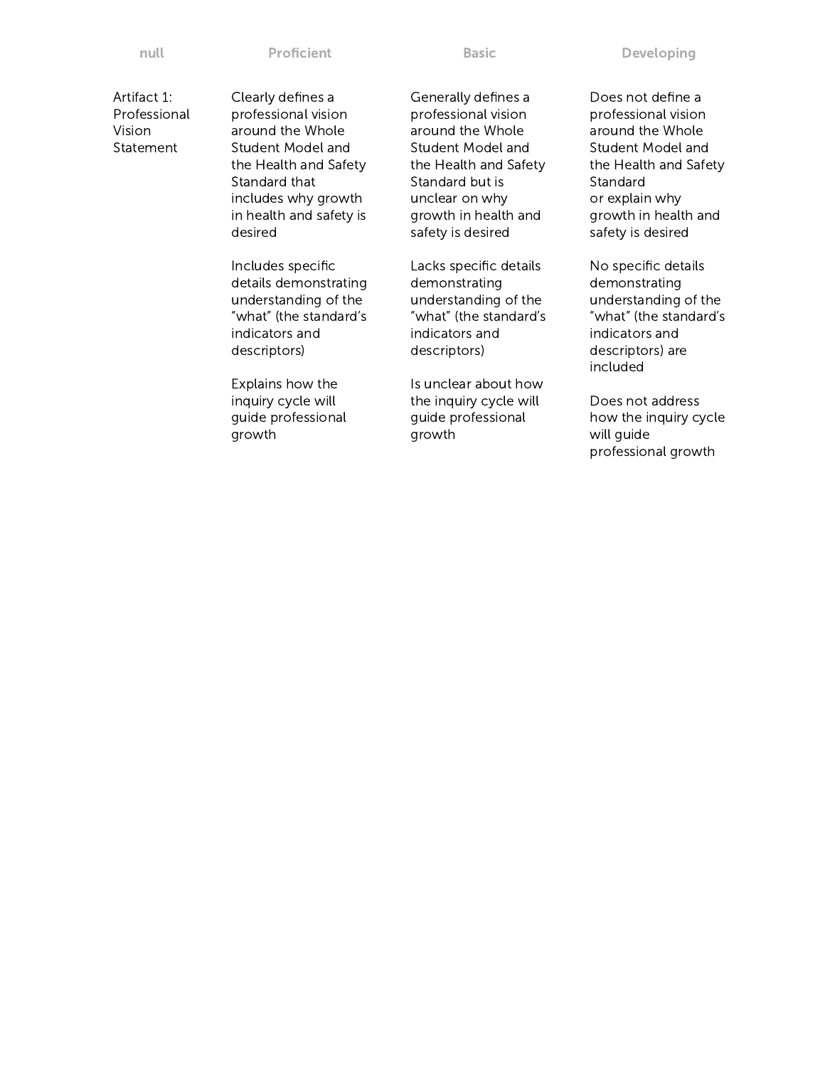| null | Proficient | Basic | Developing |
| --- | --- | --- | --- |
| Artifact 1: Professional Vision Statement | Clearly defines a professional vision around the Whole Student Model and the Health and Safety Standard that includes why growth in health and safety is desired<br><br>Includes specific details demonstrating understanding of the "what" (the standard's indicators and descriptors)<br><br>Explains how the inquiry cycle will guide professional growth | Generally defines a professional vision around the Whole Student Model and the Health and Safety Standard but is unclear on why growth in health and safety is desired<br><br>Lacks specific details demonstrating understanding of the "what" (the standard's indicators and descriptors)<br><br>Is unclear about how the inquiry cycle will guide professional growth | Does not define a professional vision around the Whole Student Model and the Health and Safety Standard or explain why growth in health and safety is desired<br><br>No specific details demonstrating understanding of the "what" (the standard's indicators and descriptors) are included<br><br>Does not address how the inquiry cycle will guide professional growth |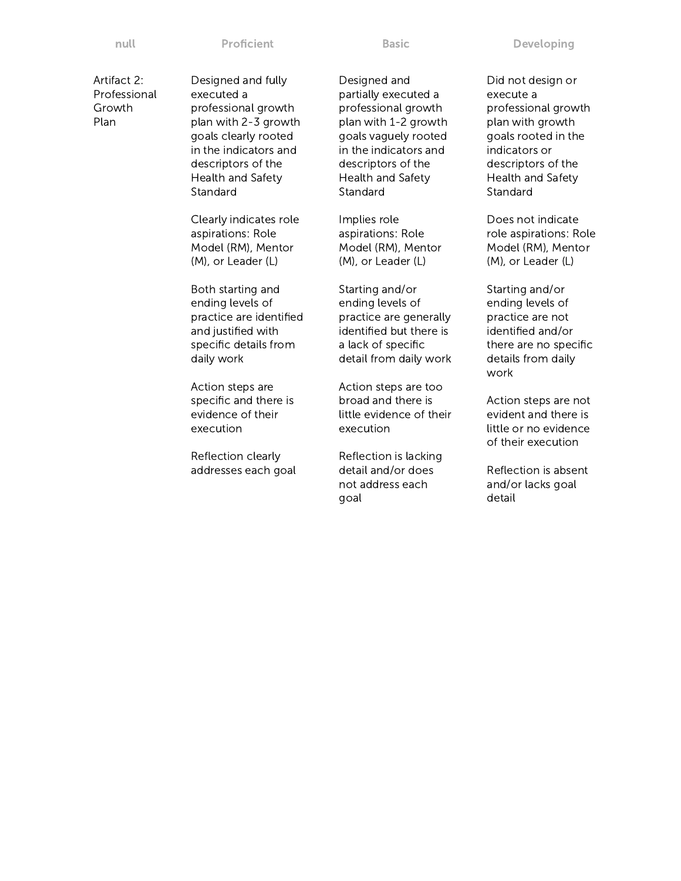| null | Proficient | Basic | Developing |
| --- | --- | --- | --- |
| Artifact 2: Professional Growth Plan | Designed and fully executed a professional growth plan with 2-3 growth goals clearly rooted in the indicators and descriptors of the Health and Safety Standard<br><br>Clearly indicates role aspirations: Role Model (RM), Mentor (M), or Leader (L)<br><br>Both starting and ending levels of practice are identified and justified with specific details from daily work<br><br>Action steps are specific and there is evidence of their execution<br><br>Reflection clearly addresses each goal | Designed and partially executed a professional growth plan with 1-2 growth goals vaguely rooted in the indicators and descriptors of the Health and Safety Standard<br><br>Implies role aspirations: Role Model (RM), Mentor (M), or Leader (L)<br><br>Starting and/or ending levels of practice are generally identified but there is a lack of specific detail from daily work<br><br>Action steps are too broad and there is little evidence of their execution<br><br>Reflection is lacking detail and/or does not address each goal | Did not design or execute a professional growth plan with growth goals rooted in the indicators or descriptors of the Health and Safety Standard<br><br>Does not indicate role aspirations: Role Model (RM), Mentor (M), or Leader (L)<br><br>Starting and/or ending levels of practice are not identified and/or there are no specific details from daily work<br><br>Action steps are not evident and there is little or no evidence of their execution<br><br>Reflection is absent and/or lacks goal detail |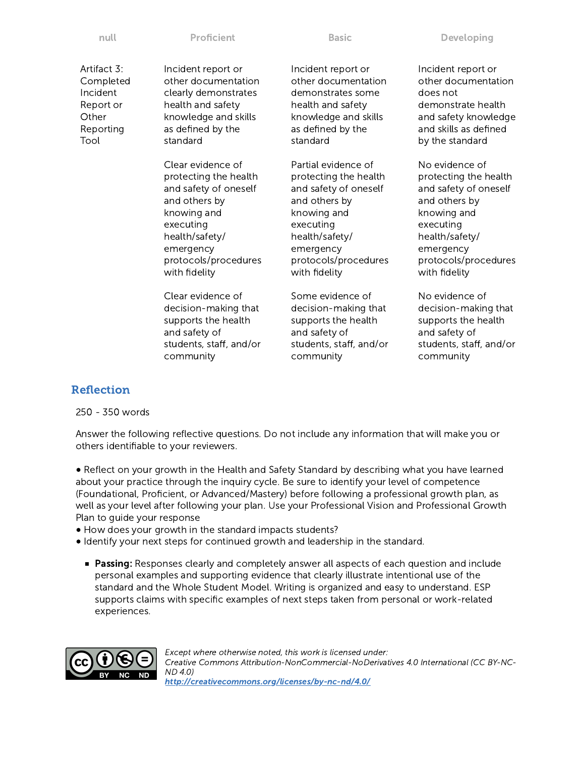| null | Proficient | Basic | Developing |
|---|---|---|---|
| Artifact 3: Completed Incident Report or Other Reporting Tool | Incident report or other documentation clearly demonstrates health and safety knowledge and skills as defined by the standard<br><br>Clear evidence of protecting the health and safety of oneself and others by knowing and executing health/safety/emergency protocols/procedures with fidelity<br><br>Clear evidence of decision-making that supports the health and safety of students, staff, and/or community | Incident report or other documentation demonstrates some health and safety knowledge and skills as defined by the standard<br><br>Partial evidence of protecting the health and safety of oneself and others by knowing and executing health/safety/emergency protocols/procedures with fidelity<br><br>Some evidence of decision-making that supports the health and safety of students, staff, and/or community | Incident report or other documentation does not demonstrate health and safety knowledge and skills as defined by the standard<br><br>No evidence of protecting the health and safety of oneself and others by knowing and executing health/safety/emergency protocols/procedures with fidelity<br><br>No evidence of decision-making that supports the health and safety of students, staff, and/or community |

## Reflection

250 - 350 words

Answer the following reflective questions. Do not include any information that will make you or others identifiable to your reviewers.

- Reflect on your growth in the Health and Safety Standard by describing what you have learned about your practice through the inquiry cycle. Be sure to identify your level of competence (Foundational, Proficient, or Advanced/Mastery) before following a professional growth plan, as well as your level after following your plan. Use your Professional Vision and Professional Growth Plan to guide your response
- How does your growth in the standard impacts students?
- Identify your next steps for continued growth and leadership in the standard.

  - **Passing:** Responses clearly and completely answer all aspects of each question and include personal examples and supporting evidence that clearly illustrate intentional use of the standard and the Whole Student Model. Writing is organized and easy to understand. ESP supports claims with specific examples of next steps taken from personal or work-related experiences.

*Except where otherwise noted, this work is licensed under: Creative Commons Attribution-NonCommercial-NoDerivatives 4.0 International (CC BY-NC-ND 4.0)* [http://creativecommons.org/licenses/by-nc-nd/4.0/](http://creativecommons.org/licenses/by-nc-nd/4.0/)